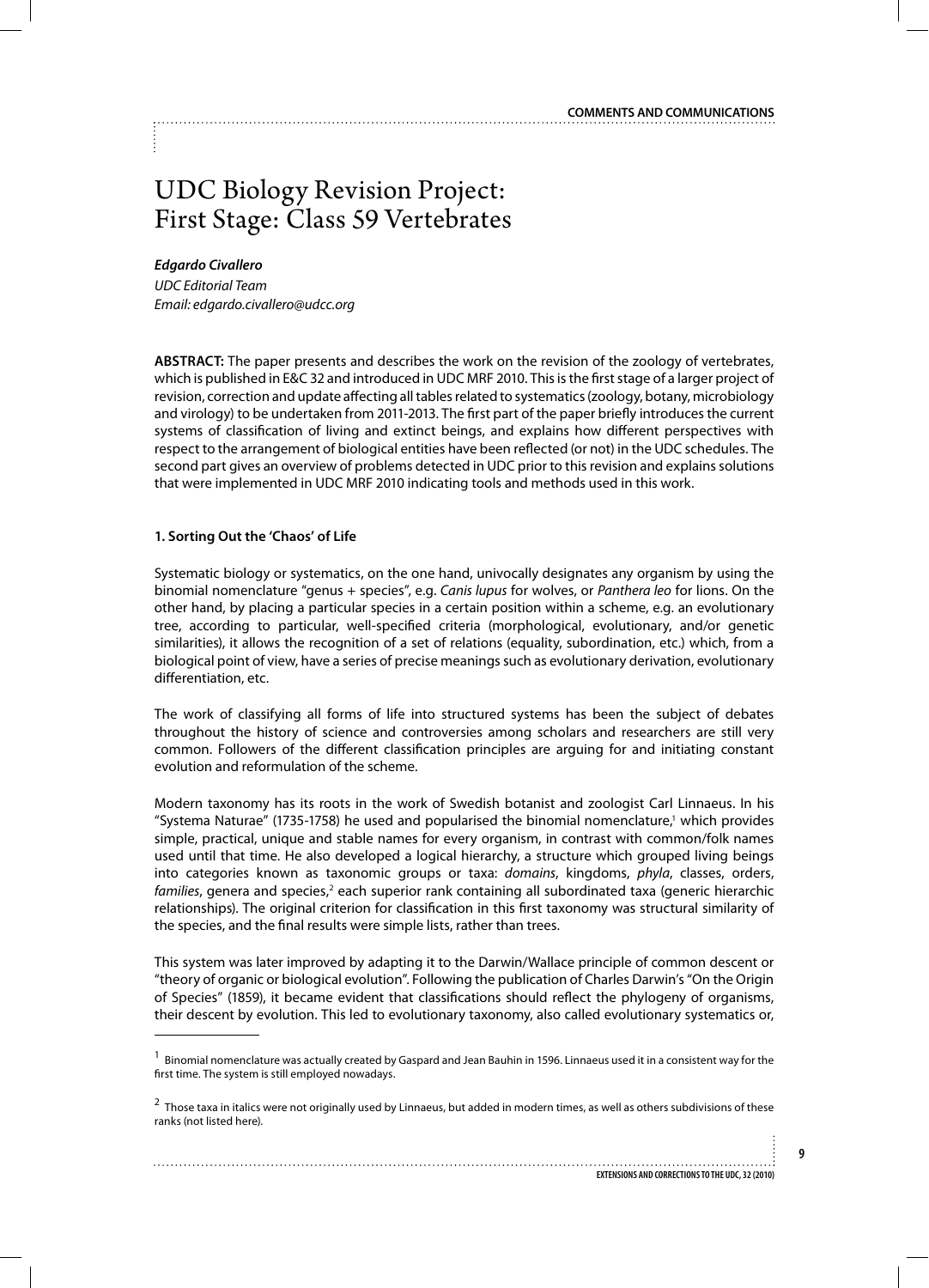# UDC Biology Revision Project: First Stage: Class 59 Vertebrates

***Edgardo Civallero***
*UDC Editorial Team*
*Email: edgardo.civallero@udcc.org*

**ABSTRACT:** The paper presents and describes the work on the revision of the zoology of vertebrates, which is published in E&C 32 and introduced in UDC MRF 2010. This is the first stage of a larger project of revision, correction and update affecting all tables related to systematics (zoology, botany, microbiology and virology) to be undertaken from 2011-2013. The first part of the paper briefly introduces the current systems of classification of living and extinct beings, and explains how different perspectives with respect to the arrangement of biological entities have been reflected (or not) in the UDC schedules. The second part gives an overview of problems detected in UDC prior to this revision and explains solutions that were implemented in UDC MRF 2010 indicating tools and methods used in this work.

## 1. Sorting Out the 'Chaos' of Life

Systematic biology or systematics, on the one hand, univocally designates any organism by using the binomial nomenclature "genus + species", e.g. *Canis lupus* for wolves, or *Panthera leo* for lions. On the other hand, by placing a particular species in a certain position within a scheme, e.g. an evolutionary tree, according to particular, well-specified criteria (morphological, evolutionary, and/or genetic similarities), it allows the recognition of a set of relations (equality, subordination, etc.) which, from a biological point of view, have a series of precise meanings such as evolutionary derivation, evolutionary differentiation, etc.

The work of classifying all forms of life into structured systems has been the subject of debates throughout the history of science and controversies among scholars and researchers are still very common. Followers of the different classification principles are arguing for and initiating constant evolution and reformulation of the scheme.

Modern taxonomy has its roots in the work of Swedish botanist and zoologist Carl Linnaeus. In his "Systema Naturae" (1735-1758) he used and popularised the binomial nomenclature,[1] which provides simple, practical, unique and stable names for every organism, in contrast with common/folk names used until that time. He also developed a logical hierarchy, a structure which grouped living beings into categories known as taxonomic groups or taxa: *domains*, kingdoms, *phyla*, classes, orders, *families*, genera and species,[2] each superior rank containing all subordinated taxa (generic hierarchic relationships). The original criterion for classification in this first taxonomy was structural similarity of the species, and the final results were simple lists, rather than trees.

This system was later improved by adapting it to the Darwin/Wallace principle of common descent or "theory of organic or biological evolution". Following the publication of Charles Darwin's "On the Origin of Species" (1859), it became evident that classifications should reflect the phylogeny of organisms, their descent by evolution. This led to evolutionary taxonomy, also called evolutionary systematics or,

---

[1] Binomial nomenclature was actually created by Gaspard and Jean Bauhin in 1596. Linnaeus used it in a consistent way for the first time. The system is still employed nowadays.

[2] Those taxa in italics were not originally used by Linnaeus, but added in modern times, as well as others subdivisions of these ranks (not listed here).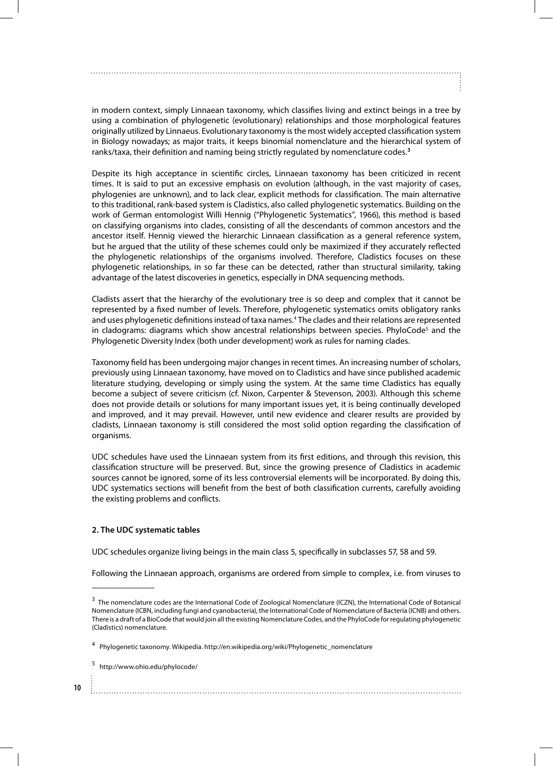in modern context, simply Linnaean taxonomy, which classifies living and extinct beings in a tree by using a combination of phylogenetic (evolutionary) relationships and those morphological features originally utilized by Linnaeus. Evolutionary taxonomy is the most widely accepted classification system in Biology nowadays; as major traits, it keeps binomial nomenclature and the hierarchical system of ranks/taxa, their definition and naming being strictly regulated by nomenclature codes.[3]

Despite its high acceptance in scientific circles, Linnaean taxonomy has been criticized in recent times. It is said to put an excessive emphasis on evolution (although, in the vast majority of cases, phylogenies are unknown), and to lack clear, explicit methods for classification. The main alternative to this traditional, rank-based system is Cladistics, also called phylogenetic systematics. Building on the work of German entomologist Willi Hennig ("Phylogenetic Systematics", 1966), this method is based on classifying organisms into clades, consisting of all the descendants of common ancestors and the ancestor itself. Hennig viewed the hierarchic Linnaean classification as a general reference system, but he argued that the utility of these schemes could only be maximized if they accurately reflected the phylogenetic relationships of the organisms involved. Therefore, Cladistics focuses on these phylogenetic relationships, in so far these can be detected, rather than structural similarity, taking advantage of the latest discoveries in genetics, especially in DNA sequencing methods.

Cladists assert that the hierarchy of the evolutionary tree is so deep and complex that it cannot be represented by a fixed number of levels. Therefore, phylogenetic systematics omits obligatory ranks and uses phylogenetic definitions instead of taxa names.[4] The clades and their relations are represented in cladograms: diagrams which show ancestral relationships between species. PhyloCode[5] and the Phylogenetic Diversity Index (both under development) work as rules for naming clades.

Taxonomy field has been undergoing major changes in recent times. An increasing number of scholars, previously using Linnaean taxonomy, have moved on to Cladistics and have since published academic literature studying, developing or simply using the system. At the same time Cladistics has equally become a subject of severe criticism (cf. Nixon, Carpenter & Stevenson, 2003). Although this scheme does not provide details or solutions for many important issues yet, it is being continually developed and improved, and it may prevail. However, until new evidence and clearer results are provided by cladists, Linnaean taxonomy is still considered the most solid option regarding the classification of organisms.

UDC schedules have used the Linnaean system from its first editions, and through this revision, this classification structure will be preserved. But, since the growing presence of Cladistics in academic sources cannot be ignored, some of its less controversial elements will be incorporated. By doing this, UDC systematics sections will benefit from the best of both classification currents, carefully avoiding the existing problems and conflicts.

**2. The UDC systematic tables**

UDC schedules organize living beings in the main class 5, specifically in subclasses 57, 58 and 59.

Following the Linnaean approach, organisms are ordered from simple to complex, i.e. from viruses to

---

[3] The nomenclature codes are the International Code of Zoological Nomenclature (ICZN), the International Code of Botanical Nomenclature (ICBN, including fungi and cyanobacteria), the International Code of Nomenclature of Bacteria (ICNB) and others. There is a draft of a BioCode that would join all the existing Nomenclature Codes, and the PhyloCode for regulating phylogenetic (Cladistics) nomenclature.

[4] Phylogenetic taxonomy. Wikipedia. http://en.wikipedia.org/wiki/Phylogenetic_nomenclature

[5] http://www.ohio.edu/phylocode/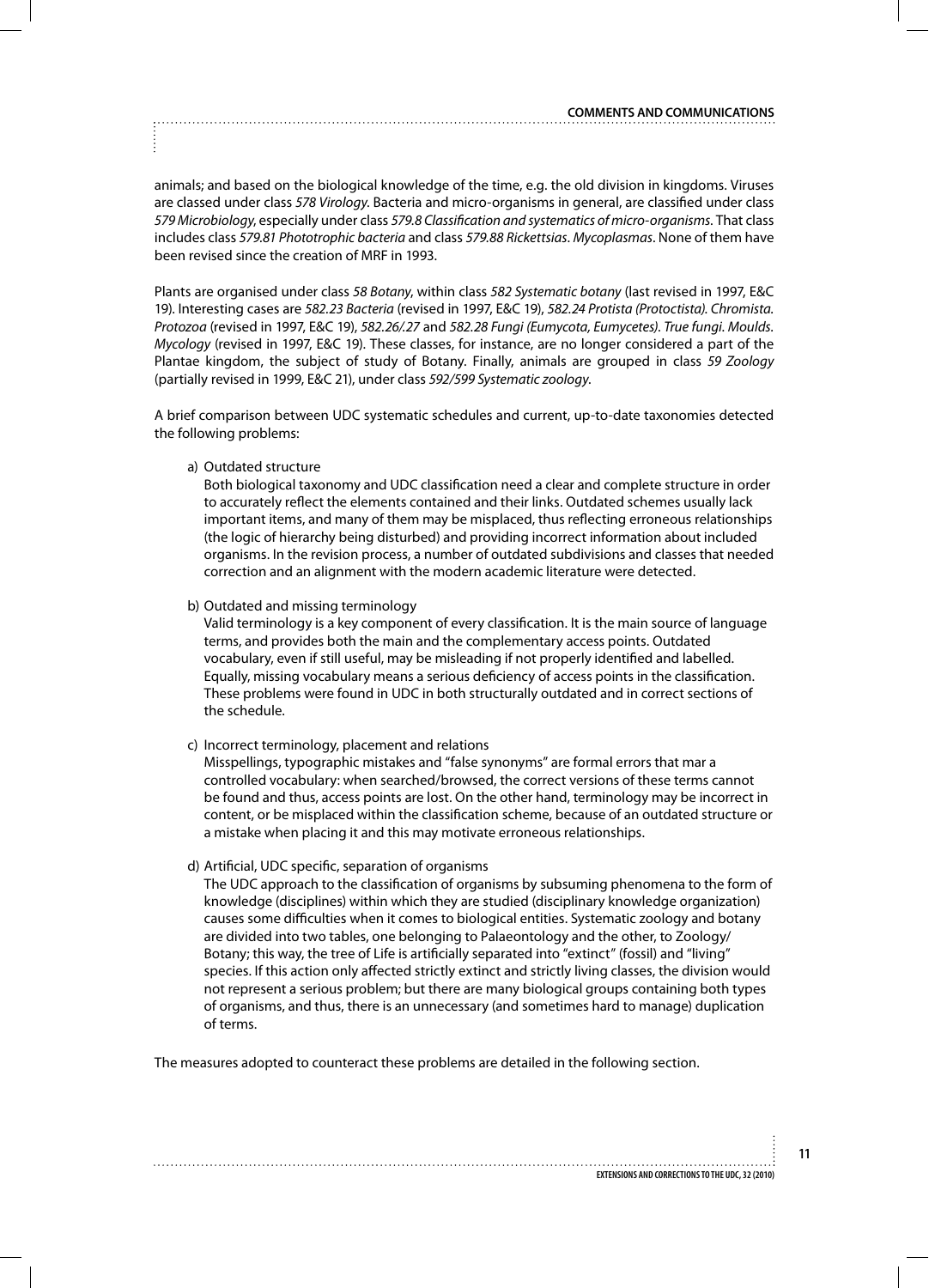animals; and based on the biological knowledge of the time, e.g. the old division in kingdoms. Viruses are classed under class *578 Virology*. Bacteria and micro-organisms in general, are classified under class *579 Microbiology*, especially under class *579.8 Classification and systematics of micro-organisms*. That class includes class *579.81 Phototrophic bacteria* and class *579.88 Rickettsias. Mycoplasmas*. None of them have been revised since the creation of MRF in 1993.

Plants are organised under class *58 Botany*, within class *582 Systematic botany* (last revised in 1997, E&C 19). Interesting cases are *582.23 Bacteria* (revised in 1997, E&C 19), *582.24 Protista (Protoctista). Chromista. Protozoa* (revised in 1997, E&C 19), *582.26/.27* and *582.28 Fungi (Eumycota, Eumycetes). True fungi. Moulds. Mycology* (revised in 1997, E&C 19). These classes, for instance, are no longer considered a part of the Plantae kingdom, the subject of study of Botany. Finally, animals are grouped in class *59 Zoology* (partially revised in 1999, E&C 21), under class *592/599 Systematic zoology*.

A brief comparison between UDC systematic schedules and current, up-to-date taxonomies detected the following problems:

a) Outdated structure
   Both biological taxonomy and UDC classification need a clear and complete structure in order to accurately reflect the elements contained and their links. Outdated schemes usually lack important items, and many of them may be misplaced, thus reflecting erroneous relationships (the logic of hierarchy being disturbed) and providing incorrect information about included organisms. In the revision process, a number of outdated subdivisions and classes that needed correction and an alignment with the modern academic literature were detected.

b) Outdated and missing terminology
   Valid terminology is a key component of every classification. It is the main source of language terms, and provides both the main and the complementary access points. Outdated vocabulary, even if still useful, may be misleading if not properly identified and labelled. Equally, missing vocabulary means a serious deficiency of access points in the classification. These problems were found in UDC in both structurally outdated and in correct sections of the schedule.

c) Incorrect terminology, placement and relations
   Misspellings, typographic mistakes and "false synonyms" are formal errors that mar a controlled vocabulary: when searched/browsed, the correct versions of these terms cannot be found and thus, access points are lost. On the other hand, terminology may be incorrect in content, or be misplaced within the classification scheme, because of an outdated structure or a mistake when placing it and this may motivate erroneous relationships.

d) Artificial, UDC specific, separation of organisms
   The UDC approach to the classification of organisms by subsuming phenomena to the form of knowledge (disciplines) within which they are studied (disciplinary knowledge organization) causes some difficulties when it comes to biological entities. Systematic zoology and botany are divided into two tables, one belonging to Palaeontology and the other, to Zoology/Botany; this way, the tree of Life is artificially separated into "extinct" (fossil) and "living" species. If this action only affected strictly extinct and strictly living classes, the division would not represent a serious problem; but there are many biological groups containing both types of organisms, and thus, there is an unnecessary (and sometimes hard to manage) duplication of terms.

The measures adopted to counteract these problems are detailed in the following section.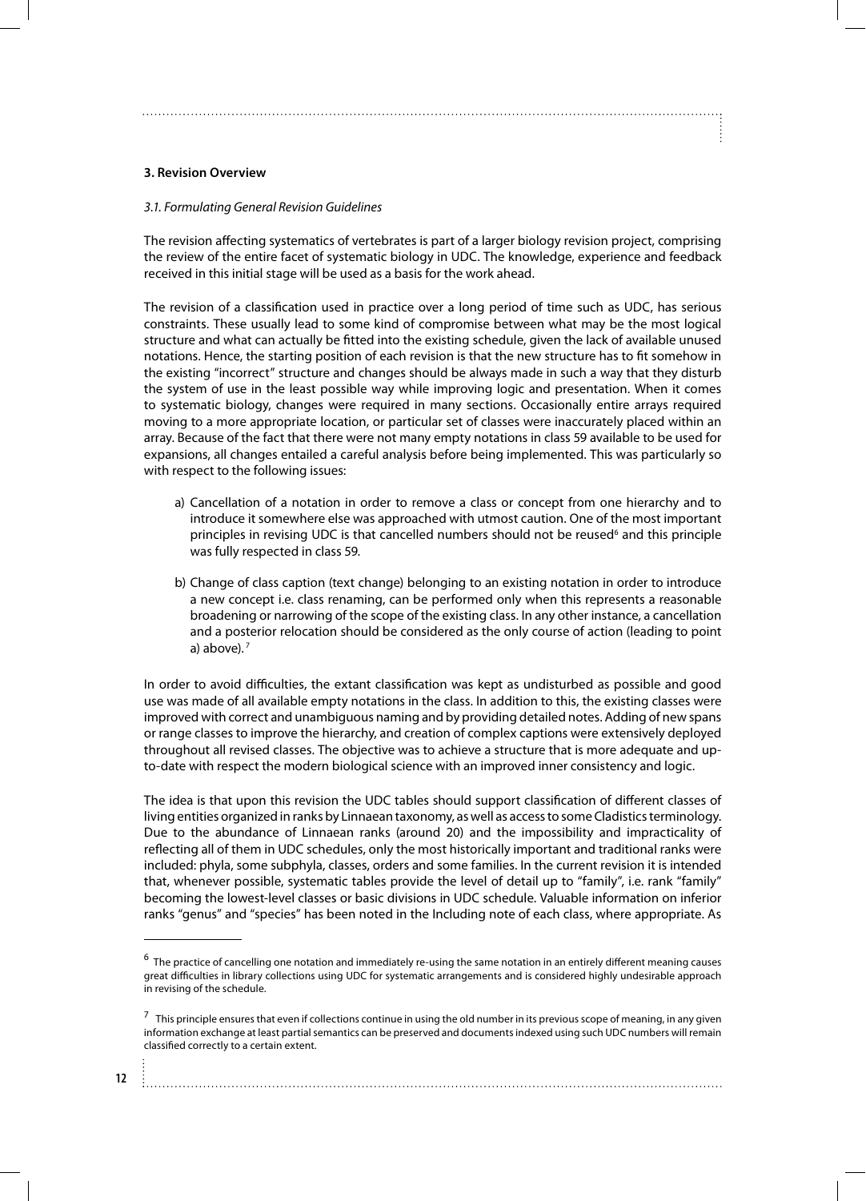## 3. Revision Overview

### *3.1. Formulating General Revision Guidelines*

The revision affecting systematics of vertebrates is part of a larger biology revision project, comprising the review of the entire facet of systematic biology in UDC. The knowledge, experience and feedback received in this initial stage will be used as a basis for the work ahead.

The revision of a classification used in practice over a long period of time such as UDC, has serious constraints. These usually lead to some kind of compromise between what may be the most logical structure and what can actually be fitted into the existing schedule, given the lack of available unused notations. Hence, the starting position of each revision is that the new structure has to fit somehow in the existing "incorrect" structure and changes should be always made in such a way that they disturb the system of use in the least possible way while improving logic and presentation. When it comes to systematic biology, changes were required in many sections. Occasionally entire arrays required moving to a more appropriate location, or particular set of classes were inaccurately placed within an array. Because of the fact that there were not many empty notations in class 59 available to be used for expansions, all changes entailed a careful analysis before being implemented. This was particularly so with respect to the following issues:

a) Cancellation of a notation in order to remove a class or concept from one hierarchy and to introduce it somewhere else was approached with utmost caution. One of the most important principles in revising UDC is that cancelled numbers should not be reused[6] and this principle was fully respected in class 59.

b) Change of class caption (text change) belonging to an existing notation in order to introduce a new concept i.e. class renaming, can be performed only when this represents a reasonable broadening or narrowing of the scope of the existing class. In any other instance, a cancellation and a posterior relocation should be considered as the only course of action (leading to point a) above).[7]

In order to avoid difficulties, the extant classification was kept as undisturbed as possible and good use was made of all available empty notations in the class. In addition to this, the existing classes were improved with correct and unambiguous naming and by providing detailed notes. Adding of new spans or range classes to improve the hierarchy, and creation of complex captions were extensively deployed throughout all revised classes. The objective was to achieve a structure that is more adequate and up-to-date with respect the modern biological science with an improved inner consistency and logic.

The idea is that upon this revision the UDC tables should support classification of different classes of living entities organized in ranks by Linnaean taxonomy, as well as access to some Cladistics terminology. Due to the abundance of Linnaean ranks (around 20) and the impossibility and impracticality of reflecting all of them in UDC schedules, only the most historically important and traditional ranks were included: phyla, some subphyla, classes, orders and some families. In the current revision it is intended that, whenever possible, systematic tables provide the level of detail up to "family", i.e. rank "family" becoming the lowest-level classes or basic divisions in UDC schedule. Valuable information on inferior ranks "genus" and "species" has been noted in the Including note of each class, where appropriate. As

---

[6] The practice of cancelling one notation and immediately re-using the same notation in an entirely different meaning causes great difficulties in library collections using UDC for systematic arrangements and is considered highly undesirable approach in revising of the schedule.

[7] This principle ensures that even if collections continue in using the old number in its previous scope of meaning, in any given information exchange at least partial semantics can be preserved and documents indexed using such UDC numbers will remain classified correctly to a certain extent.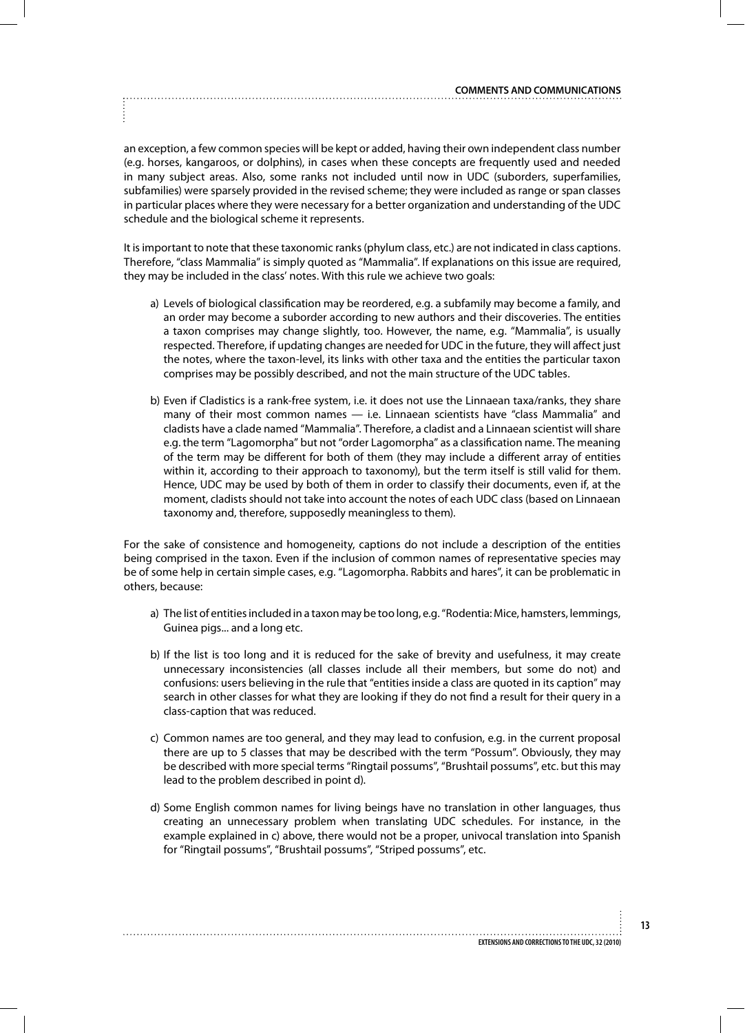an exception, a few common species will be kept or added, having their own independent class number (e.g. horses, kangaroos, or dolphins), in cases when these concepts are frequently used and needed in many subject areas. Also, some ranks not included until now in UDC (suborders, superfamilies, subfamilies) were sparsely provided in the revised scheme; they were included as range or span classes in particular places where they were necessary for a better organization and understanding of the UDC schedule and the biological scheme it represents.

It is important to note that these taxonomic ranks (phylum class, etc.) are not indicated in class captions. Therefore, "class Mammalia" is simply quoted as "Mammalia". If explanations on this issue are required, they may be included in the class' notes. With this rule we achieve two goals:

a) Levels of biological classification may be reordered, e.g. a subfamily may become a family, and an order may become a suborder according to new authors and their discoveries. The entities a taxon comprises may change slightly, too. However, the name, e.g. "Mammalia", is usually respected. Therefore, if updating changes are needed for UDC in the future, they will affect just the notes, where the taxon-level, its links with other taxa and the entities the particular taxon comprises may be possibly described, and not the main structure of the UDC tables.

b) Even if Cladistics is a rank-free system, i.e. it does not use the Linnaean taxa/ranks, they share many of their most common names — i.e. Linnaean scientists have "class Mammalia" and cladists have a clade named "Mammalia". Therefore, a cladist and a Linnaean scientist will share e.g. the term "Lagomorpha" but not "order Lagomorpha" as a classification name. The meaning of the term may be different for both of them (they may include a different array of entities within it, according to their approach to taxonomy), but the term itself is still valid for them. Hence, UDC may be used by both of them in order to classify their documents, even if, at the moment, cladists should not take into account the notes of each UDC class (based on Linnaean taxonomy and, therefore, supposedly meaningless to them).

For the sake of consistence and homogeneity, captions do not include a description of the entities being comprised in the taxon. Even if the inclusion of common names of representative species may be of some help in certain simple cases, e.g. "Lagomorpha. Rabbits and hares", it can be problematic in others, because:

a) The list of entities included in a taxon may be too long, e.g. "Rodentia: Mice, hamsters, lemmings, Guinea pigs... and a long etc.

b) If the list is too long and it is reduced for the sake of brevity and usefulness, it may create unnecessary inconsistencies (all classes include all their members, but some do not) and confusions: users believing in the rule that "entities inside a class are quoted in its caption" may search in other classes for what they are looking if they do not find a result for their query in a class-caption that was reduced.

c) Common names are too general, and they may lead to confusion, e.g. in the current proposal there are up to 5 classes that may be described with the term "Possum". Obviously, they may be described with more special terms "Ringtail possums", "Brushtail possums", etc. but this may lead to the problem described in point d).

d) Some English common names for living beings have no translation in other languages, thus creating an unnecessary problem when translating UDC schedules. For instance, in the example explained in c) above, there would not be a proper, univocal translation into Spanish for "Ringtail possums", "Brushtail possums", "Striped possums", etc.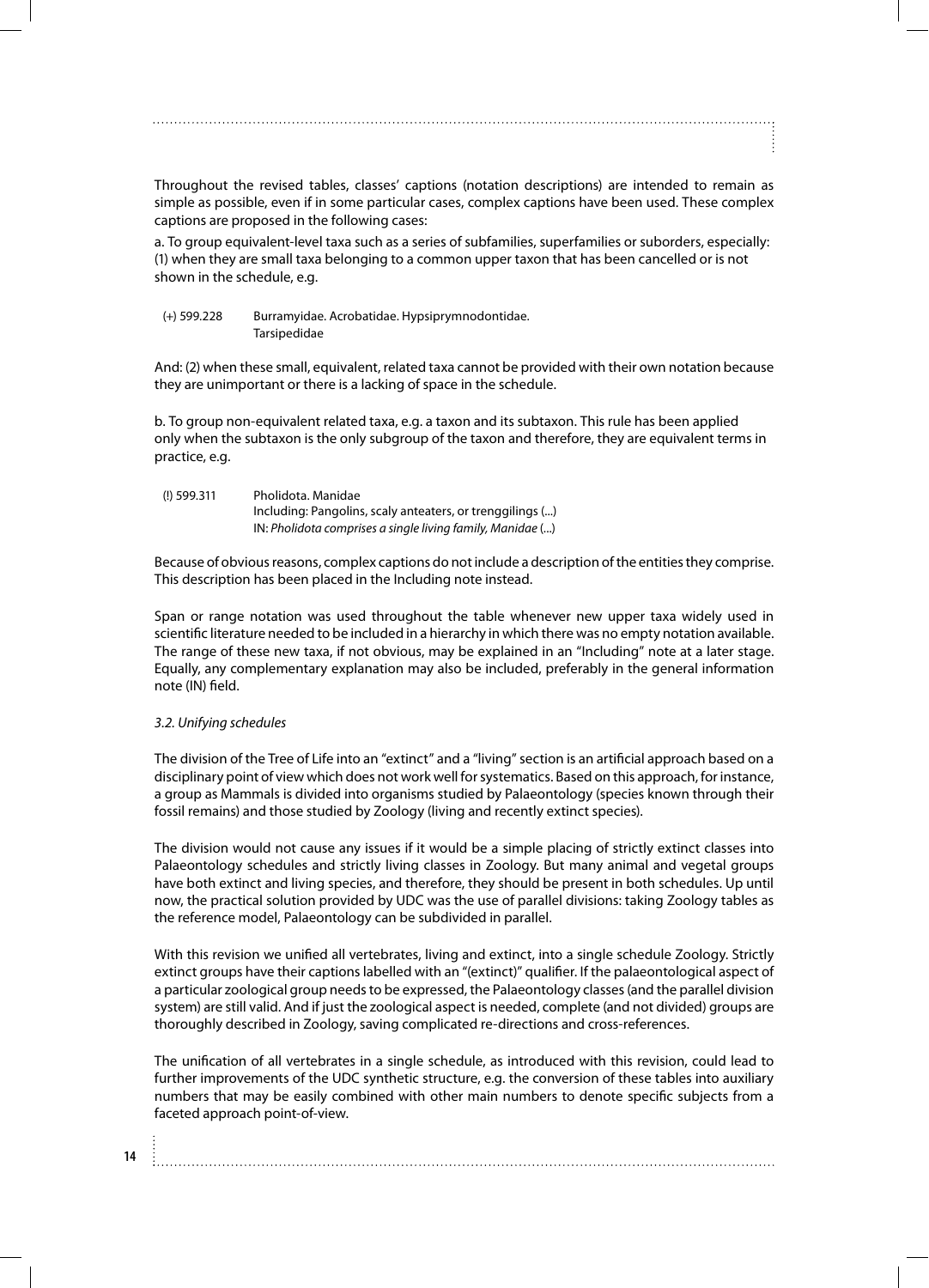Throughout the revised tables, classes' captions (notation descriptions) are intended to remain as simple as possible, even if in some particular cases, complex captions have been used. These complex captions are proposed in the following cases:

a. To group equivalent-level taxa such as a series of subfamilies, superfamilies or suborders, especially: (1) when they are small taxa belonging to a common upper taxon that has been cancelled or is not shown in the schedule, e.g.

| | |
|---|---|
| (+) 599.228 | Burramyidae. Acrobatidae. Hypsiprymnodontidae. Tarsipedidae |

And: (2) when these small, equivalent, related taxa cannot be provided with their own notation because they are unimportant or there is a lacking of space in the schedule.

b. To group non-equivalent related taxa, e.g. a taxon and its subtaxon. This rule has been applied only when the subtaxon is the only subgroup of the taxon and therefore, they are equivalent terms in practice, e.g.

| | |
|---|---|
| (!) 599.311 | Pholidota. Manidae<br>Including: Pangolins, scaly anteaters, or trenggilings (...)<br>IN: *Pholidota comprises a single living family, Manidae* (...) |

Because of obvious reasons, complex captions do not include a description of the entities they comprise. This description has been placed in the Including note instead.

Span or range notation was used throughout the table whenever new upper taxa widely used in scientific literature needed to be included in a hierarchy in which there was no empty notation available. The range of these new taxa, if not obvious, may be explained in an "Including" note at a later stage. Equally, any complementary explanation may also be included, preferably in the general information note (IN) field.

### *3.2. Unifying schedules*

The division of the Tree of Life into an "extinct" and a "living" section is an artificial approach based on a disciplinary point of view which does not work well for systematics. Based on this approach, for instance, a group as Mammals is divided into organisms studied by Palaeontology (species known through their fossil remains) and those studied by Zoology (living and recently extinct species).

The division would not cause any issues if it would be a simple placing of strictly extinct classes into Palaeontology schedules and strictly living classes in Zoology. But many animal and vegetal groups have both extinct and living species, and therefore, they should be present in both schedules. Up until now, the practical solution provided by UDC was the use of parallel divisions: taking Zoology tables as the reference model, Palaeontology can be subdivided in parallel.

With this revision we unified all vertebrates, living and extinct, into a single schedule Zoology. Strictly extinct groups have their captions labelled with an "(extinct)" qualifier. If the palaeontological aspect of a particular zoological group needs to be expressed, the Palaeontology classes (and the parallel division system) are still valid. And if just the zoological aspect is needed, complete (and not divided) groups are thoroughly described in Zoology, saving complicated re-directions and cross-references.

The unification of all vertebrates in a single schedule, as introduced with this revision, could lead to further improvements of the UDC synthetic structure, e.g. the conversion of these tables into auxiliary numbers that may be easily combined with other main numbers to denote specific subjects from a faceted approach point-of-view.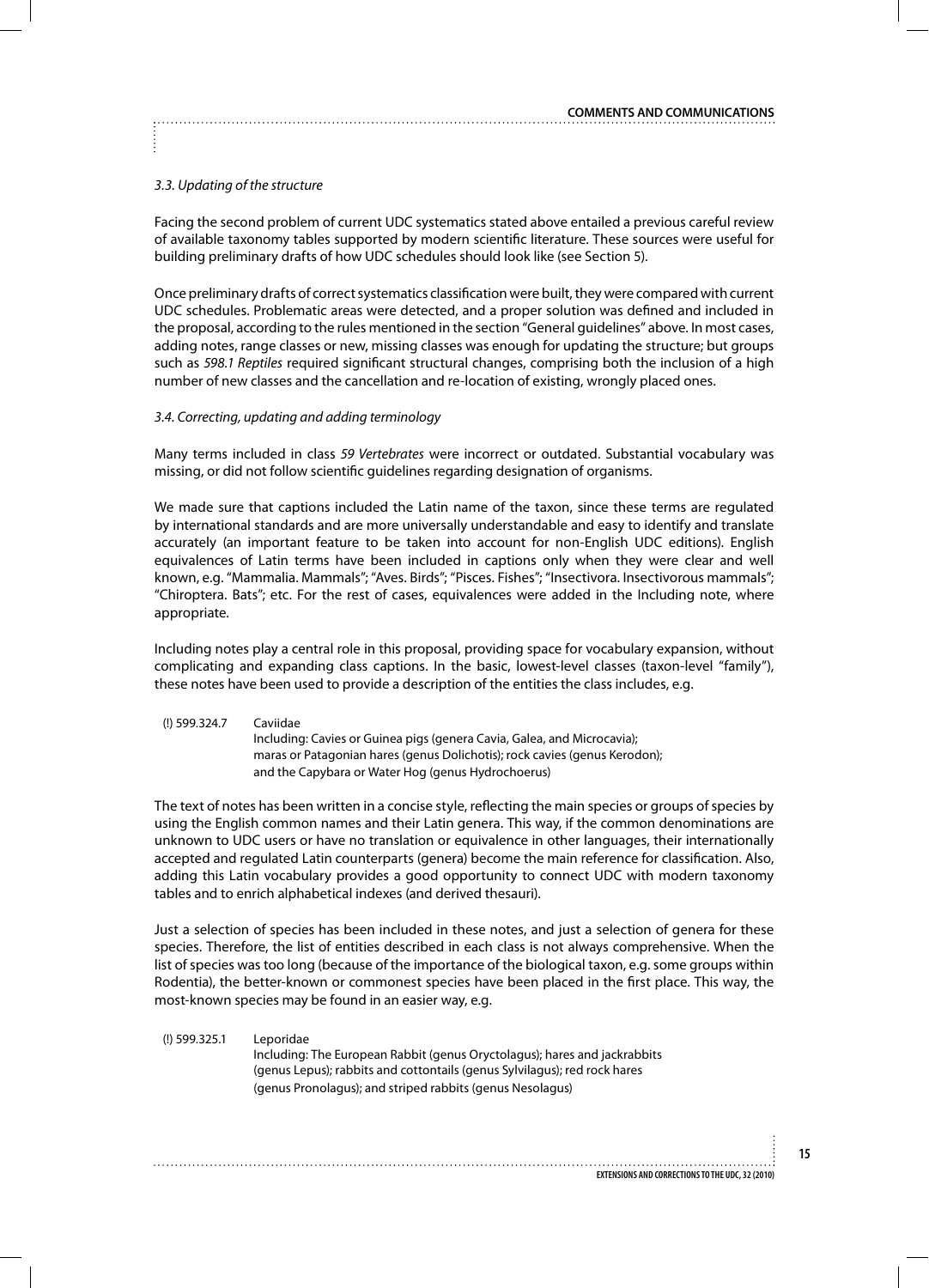*3.3. Updating of the structure*

Facing the second problem of current UDC systematics stated above entailed a previous careful review of available taxonomy tables supported by modern scientific literature. These sources were useful for building preliminary drafts of how UDC schedules should look like (see Section 5).

Once preliminary drafts of correct systematics classification were built, they were compared with current UDC schedules. Problematic areas were detected, and a proper solution was defined and included in the proposal, according to the rules mentioned in the section "General guidelines" above. In most cases, adding notes, range classes or new, missing classes was enough for updating the structure; but groups such as *598.1 Reptiles* required significant structural changes, comprising both the inclusion of a high number of new classes and the cancellation and re-location of existing, wrongly placed ones.

*3.4. Correcting, updating and adding terminology*

Many terms included in class *59 Vertebrates* were incorrect or outdated. Substantial vocabulary was missing, or did not follow scientific guidelines regarding designation of organisms.

We made sure that captions included the Latin name of the taxon, since these terms are regulated by international standards and are more universally understandable and easy to identify and translate accurately (an important feature to be taken into account for non-English UDC editions). English equivalences of Latin terms have been included in captions only when they were clear and well known, e.g. "Mammalia. Mammals"; "Aves. Birds"; "Pisces. Fishes"; "Insectivora. Insectivorous mammals"; "Chiroptera. Bats"; etc. For the rest of cases, equivalences were added in the Including note, where appropriate.

Including notes play a central role in this proposal, providing space for vocabulary expansion, without complicating and expanding class captions. In the basic, lowest-level classes (taxon-level "family"), these notes have been used to provide a description of the entities the class includes, e.g.

(!) 599.324.7 Caviidae
Including: Cavies or Guinea pigs (genera Cavia, Galea, and Microcavia); maras or Patagonian hares (genus Dolichotis); rock cavies (genus Kerodon); and the Capybara or Water Hog (genus Hydrochoerus)

The text of notes has been written in a concise style, reflecting the main species or groups of species by using the English common names and their Latin genera. This way, if the common denominations are unknown to UDC users or have no translation or equivalence in other languages, their internationally accepted and regulated Latin counterparts (genera) become the main reference for classification. Also, adding this Latin vocabulary provides a good opportunity to connect UDC with modern taxonomy tables and to enrich alphabetical indexes (and derived thesauri).

Just a selection of species has been included in these notes, and just a selection of genera for these species. Therefore, the list of entities described in each class is not always comprehensive. When the list of species was too long (because of the importance of the biological taxon, e.g. some groups within Rodentia), the better-known or commonest species have been placed in the first place. This way, the most-known species may be found in an easier way, e.g.

(!) 599.325.1 Leporidae
Including: The European Rabbit (genus Oryctolagus); hares and jackrabbits (genus Lepus); rabbits and cottontails (genus Sylvilagus); red rock hares (genus Pronolagus); and striped rabbits (genus Nesolagus)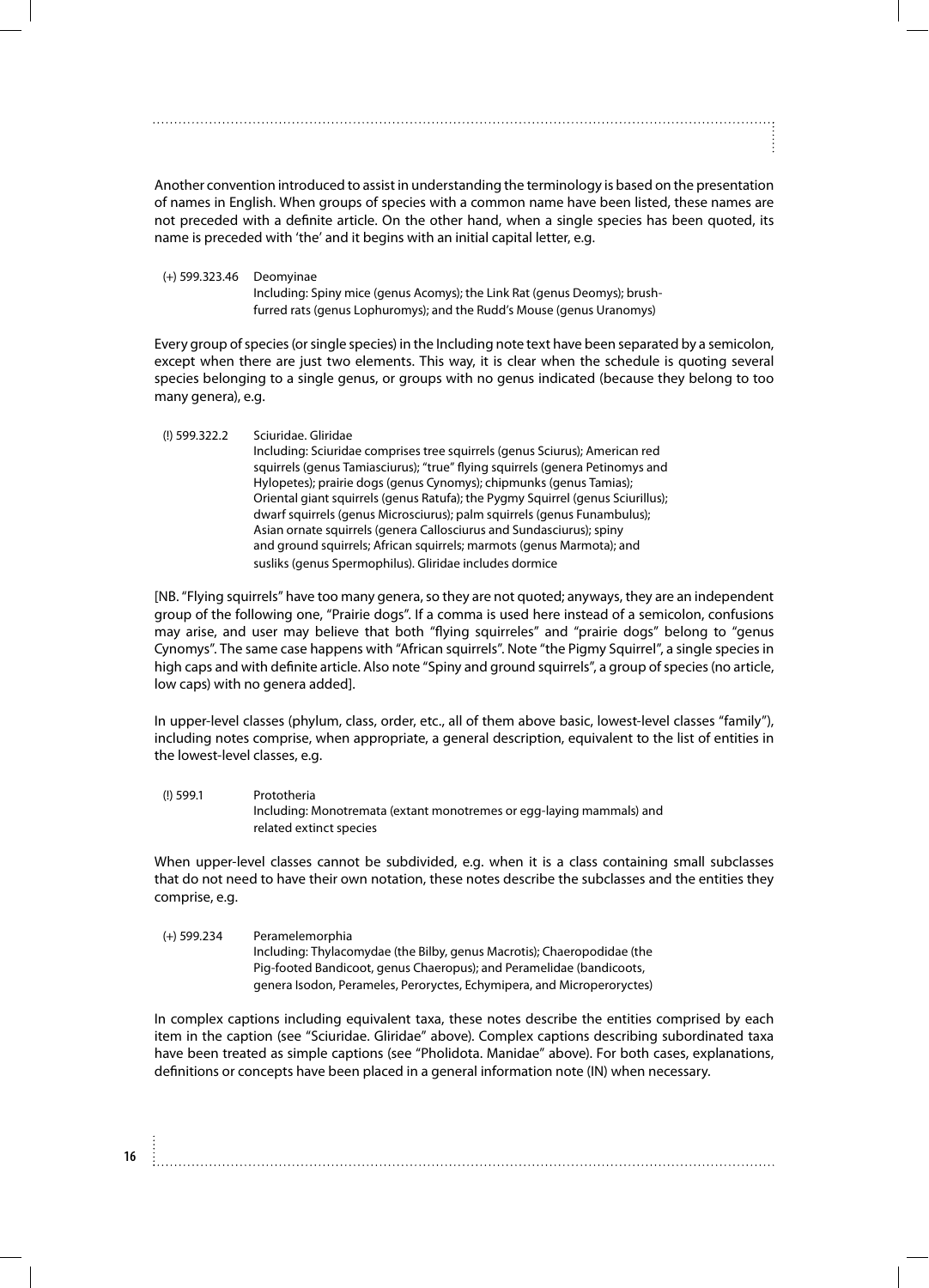Another convention introduced to assist in understanding the terminology is based on the presentation of names in English. When groups of species with a common name have been listed, these names are not preceded with a definite article. On the other hand, when a single species has been quoted, its name is preceded with 'the' and it begins with an initial capital letter, e.g.

(+) 599.323.46 Deomyinae
Including: Spiny mice (genus Acomys); the Link Rat (genus Deomys); brush-furred rats (genus Lophuromys); and the Rudd's Mouse (genus Uranomys)

Every group of species (or single species) in the Including note text have been separated by a semicolon, except when there are just two elements. This way, it is clear when the schedule is quoting several species belonging to a single genus, or groups with no genus indicated (because they belong to too many genera), e.g.

(!) 599.322.2 Sciuridae. Gliridae
Including: Sciuridae comprises tree squirrels (genus Sciurus); American red squirrels (genus Tamiasciurus); "true" flying squirrels (genera Petinomys and Hylopetes); prairie dogs (genus Cynomys); chipmunks (genus Tamias); Oriental giant squirrels (genus Ratufa); the Pygmy Squirrel (genus Sciurillus); dwarf squirrels (genus Microsciurus); palm squirrels (genus Funambulus); Asian ornate squirrels (genera Callosciurus and Sundasciurus); spiny and ground squirrels; African squirrels; marmots (genus Marmota); and susliks (genus Spermophilus). Gliridae includes dormice

[NB. "Flying squirrels" have too many genera, so they are not quoted; anyways, they are an independent group of the following one, "Prairie dogs". If a comma is used here instead of a semicolon, confusions may arise, and user may believe that both "flying squirreles" and "prairie dogs" belong to "genus Cynomys". The same case happens with "African squirrels". Note "the Pigmy Squirrel", a single species in high caps and with definite article. Also note "Spiny and ground squirrels", a group of species (no article, low caps) with no genera added].

In upper-level classes (phylum, class, order, etc., all of them above basic, lowest-level classes "family"), including notes comprise, when appropriate, a general description, equivalent to the list of entities in the lowest-level classes, e.g.

(!) 599.1 Prototheria
Including: Monotremata (extant monotremes or egg-laying mammals) and related extinct species

When upper-level classes cannot be subdivided, e.g. when it is a class containing small subclasses that do not need to have their own notation, these notes describe the subclasses and the entities they comprise, e.g.

(+) 599.234 Peramelemorphia
Including: Thylacomydae (the Bilby, genus Macrotis); Chaeropodidae (the Pig-footed Bandicoot, genus Chaeropus); and Peramelidae (bandicoots, genera Isodon, Perameles, Peroryctes, Echymipera, and Microperoryctes)

In complex captions including equivalent taxa, these notes describe the entities comprised by each item in the caption (see "Sciuridae. Gliridae" above). Complex captions describing subordinated taxa have been treated as simple captions (see "Pholidota. Manidae" above). For both cases, explanations, definitions or concepts have been placed in a general information note (IN) when necessary.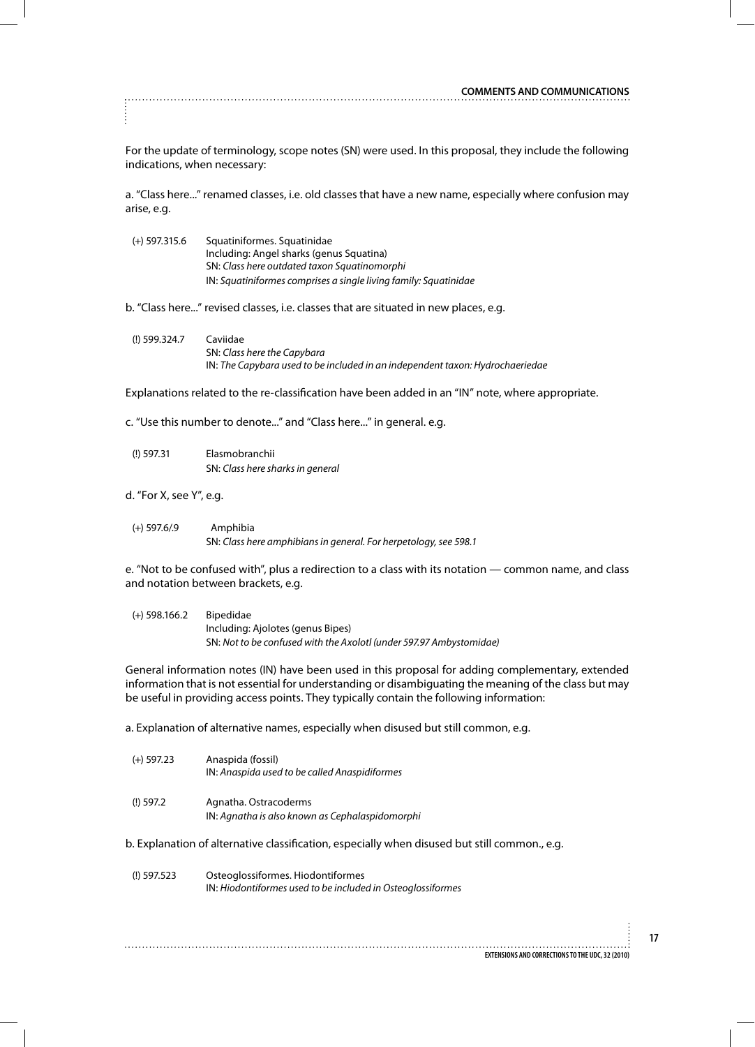For the update of terminology, scope notes (SN) were used. In this proposal, they include the following indications, when necessary:

a. "Class here..." renamed classes, i.e. old classes that have a new name, especially where confusion may arise, e.g.

| | |
|---|---|
| (+) 597.315.6 | Squatiniformes. Squatinidae<br>Including: Angel sharks (genus Squatina)<br>SN: *Class here outdated taxon Squatinomorphi*<br>IN: *Squatiniformes comprises a single living family: Squatinidae* |

b. "Class here..." revised classes, i.e. classes that are situated in new places, e.g.

| | |
|---|---|
| (!) 599.324.7 | Caviidae<br>SN: *Class here the Capybara*<br>IN: *The Capybara used to be included in an independent taxon: Hydrochaeriedae* |

Explanations related to the re-classification have been added in an "IN" note, where appropriate.

c. "Use this number to denote..." and "Class here..." in general. e.g.

| | |
|---|---|
| (!) 597.31 | Elasmobranchii<br>SN: *Class here sharks in general* |

d. "For X, see Y", e.g.

| | |
|---|---|
| (+) 597.6/.9 | Amphibia<br>SN: *Class here amphibians in general. For herpetology, see 598.1* |

e. "Not to be confused with", plus a redirection to a class with its notation — common name, and class and notation between brackets, e.g.

| | |
|---|---|
| (+) 598.166.2 | Bipedidae<br>Including: Ajolotes (genus Bipes)<br>SN: *Not to be confused with the Axolotl (under 597.97 Ambystomidae)* |

General information notes (IN) have been used in this proposal for adding complementary, extended information that is not essential for understanding or disambiguating the meaning of the class but may be useful in providing access points. They typically contain the following information:

a. Explanation of alternative names, especially when disused but still common, e.g.

| | |
|---|---|
| (+) 597.23 | Anaspida (fossil)<br>IN: *Anaspida used to be called Anaspidiformes* |
| (!) 597.2 | Agnatha. Ostracoderms<br>IN: *Agnatha is also known as Cephalaspidomorphi* |

b. Explanation of alternative classification, especially when disused but still common., e.g.

| | |
|---|---|
| (!) 597.523 | Osteoglossiformes. Hiodontiformes<br>IN: *Hiodontiformes used to be included in Osteoglossiformes* |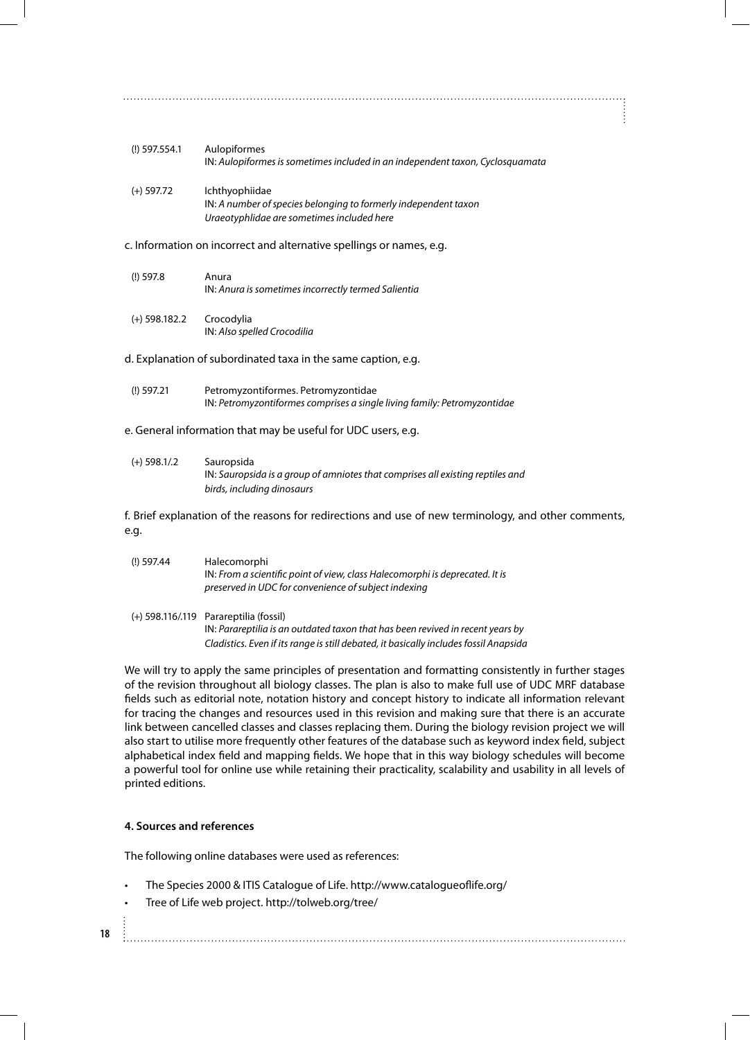| | |
|---|---|
| (!) 597.554.1 | Aulopiformes<br>IN: *Aulopiformes is sometimes included in an independent taxon, Cyclosquamata* |
| (+) 597.72 | Ichthyophiidae<br>IN: *A number of species belonging to formerly independent taxon Uraeotyphlidae are sometimes included here* |

c. Information on incorrect and alternative spellings or names, e.g.

| | |
|---|---|
| (!) 597.8 | Anura<br>IN: *Anura is sometimes incorrectly termed Salientia* |
| (+) 598.182.2 | Crocodylia<br>IN: *Also spelled Crocodilia* |

d. Explanation of subordinated taxa in the same caption, e.g.

| | |
|---|---|
| (!) 597.21 | Petromyzontiformes. Petromyzontidae<br>IN: *Petromyzontiformes comprises a single living family: Petromyzontidae* |

e. General information that may be useful for UDC users, e.g.

| | |
|---|---|
| (+) 598.1/.2 | Sauropsida<br>IN: *Sauropsida is a group of amniotes that comprises all existing reptiles and birds, including dinosaurs* |

f. Brief explanation of the reasons for redirections and use of new terminology, and other comments, e.g.

| | |
|---|---|
| (!) 597.44 | Halecomorphi<br>IN: *From a scientific point of view, class Halecomorphi is deprecated. It is preserved in UDC for convenience of subject indexing* |
| (+) 598.116/.119 | Parareptilia (fossil)<br>IN: *Parareptilia is an outdated taxon that has been revived in recent years by Cladistics. Even if its range is still debated, it basically includes fossil Anapsida* |

We will try to apply the same principles of presentation and formatting consistently in further stages of the revision throughout all biology classes. The plan is also to make full use of UDC MRF database fields such as editorial note, notation history and concept history to indicate all information relevant for tracing the changes and resources used in this revision and making sure that there is an accurate link between cancelled classes and classes replacing them. During the biology revision project we will also start to utilise more frequently other features of the database such as keyword index field, subject alphabetical index field and mapping fields. We hope that in this way biology schedules will become a powerful tool for online use while retaining their practicality, scalability and usability in all levels of printed editions.

#### 4. Sources and references

The following online databases were used as references:

- The Species 2000 & ITIS Catalogue of Life. http://www.catalogueoflife.org/
- Tree of Life web project. http://tolweb.org/tree/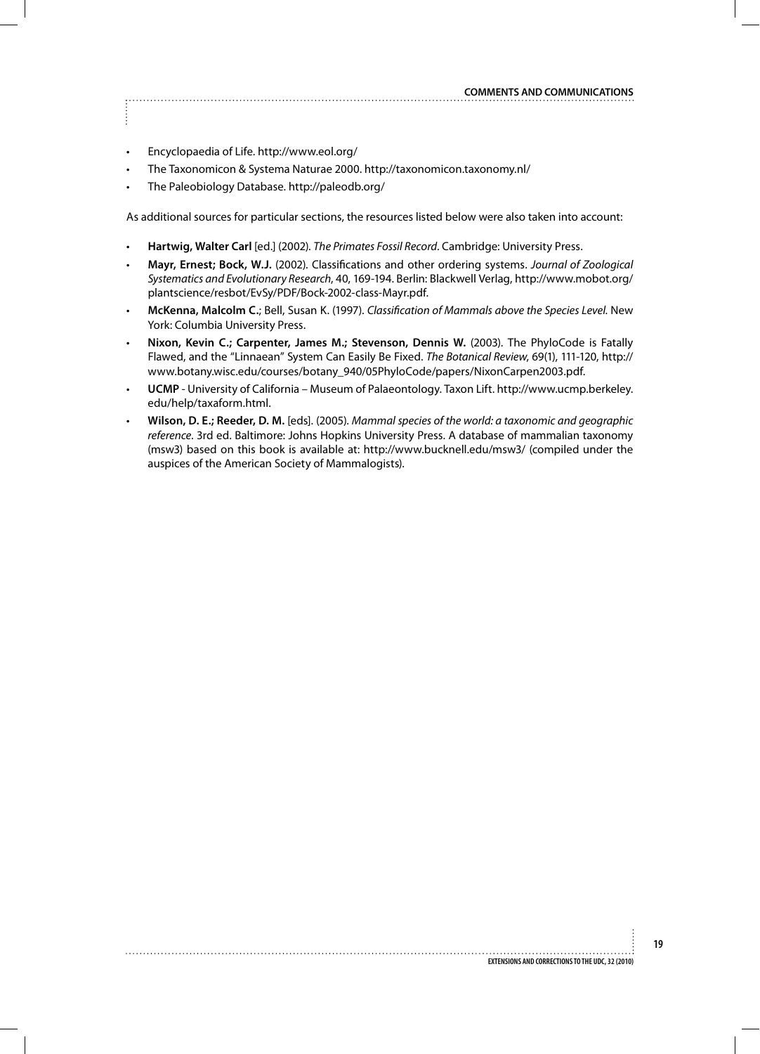- Encyclopaedia of Life. http://www.eol.org/
- The Taxonomicon & Systema Naturae 2000. http://taxonomicon.taxonomy.nl/
- The Paleobiology Database. http://paleodb.org/

As additional sources for particular sections, the resources listed below were also taken into account:

- **Hartwig, Walter Carl** [ed.] (2002). *The Primates Fossil Record*. Cambridge: University Press.
- **Mayr, Ernest; Bock, W.J.** (2002). Classifications and other ordering systems. *Journal of Zoological Systematics and Evolutionary Research*, 40, 169-194. Berlin: Blackwell Verlag, http://www.mobot.org/plantscience/resbot/EvSy/PDF/Bock-2002-class-Mayr.pdf.
- **McKenna, Malcolm C.**; Bell, Susan K. (1997). *Classification of Mammals above the Species Level.* New York: Columbia University Press.
- **Nixon, Kevin C.; Carpenter, James M.; Stevenson, Dennis W.** (2003). The PhyloCode is Fatally Flawed, and the "Linnaean" System Can Easily Be Fixed. *The Botanical Review*, 69(1), 111-120, http://www.botany.wisc.edu/courses/botany_940/05PhyloCode/papers/NixonCarpen2003.pdf.
- **UCMP** - University of California – Museum of Palaeontology. Taxon Lift. http://www.ucmp.berkeley.edu/help/taxaform.html.
- **Wilson, D. E.; Reeder, D. M.** [eds]. (2005). *Mammal species of the world: a taxonomic and geographic reference*. 3rd ed. Baltimore: Johns Hopkins University Press. A database of mammalian taxonomy (msw3) based on this book is available at: http://www.bucknell.edu/msw3/ (compiled under the auspices of the American Society of Mammalogists).